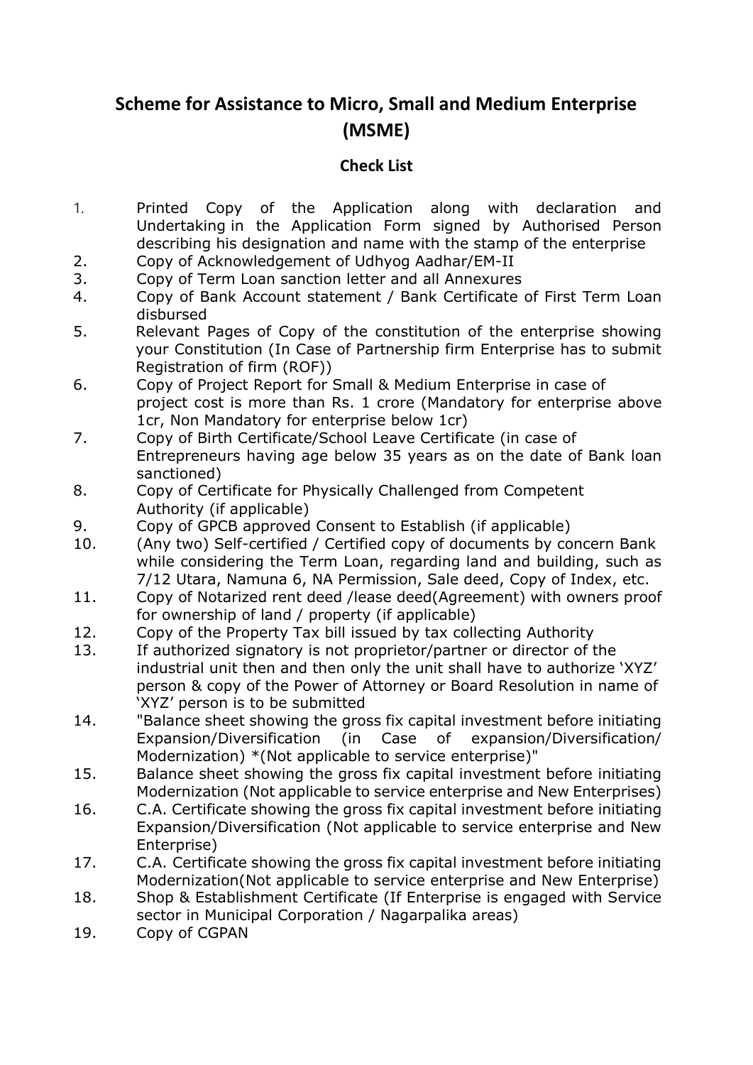# Scheme for Assistance to Micro, Small and Medium Enterprise (MSME)

## Check List

1. Printed Copy of the Application along with declaration and Undertaking in the Application Form signed by Authorised Person describing his designation and name with the stamp of the enterprise
2. Copy of Acknowledgement of Udhyog Aadhar/EM-II
3. Copy of Term Loan sanction letter and all Annexures
4. Copy of Bank Account statement / Bank Certificate of First Term Loan disbursed
5. Relevant Pages of Copy of the constitution of the enterprise showing your Constitution (In Case of Partnership firm Enterprise has to submit Registration of firm (ROF))
6. Copy of Project Report for Small & Medium Enterprise in case of project cost is more than Rs. 1 crore (Mandatory for enterprise above 1cr, Non Mandatory for enterprise below 1cr)
7. Copy of Birth Certificate/School Leave Certificate (in case of Entrepreneurs having age below 35 years as on the date of Bank loan sanctioned)
8. Copy of Certificate for Physically Challenged from Competent Authority (if applicable)
9. Copy of GPCB approved Consent to Establish (if applicable)
10. (Any two) Self-certified / Certified copy of documents by concern Bank while considering the Term Loan, regarding land and building, such as 7/12 Utara, Namuna 6, NA Permission, Sale deed, Copy of Index, etc.
11. Copy of Notarized rent deed /lease deed(Agreement) with owners proof for ownership of land / property (if applicable)
12. Copy of the Property Tax bill issued by tax collecting Authority
13. If authorized signatory is not proprietor/partner or director of the industrial unit then and then only the unit shall have to authorize 'XYZ' person & copy of the Power of Attorney or Board Resolution in name of 'XYZ' person is to be submitted
14. "Balance sheet showing the gross fix capital investment before initiating Expansion/Diversification (in Case of expansion/Diversification/ Modernization) *(Not applicable to service enterprise)"
15. Balance sheet showing the gross fix capital investment before initiating Modernization (Not applicable to service enterprise and New Enterprises)
16. C.A. Certificate showing the gross fix capital investment before initiating Expansion/Diversification (Not applicable to service enterprise and New Enterprise)
17. C.A. Certificate showing the gross fix capital investment before initiating Modernization(Not applicable to service enterprise and New Enterprise)
18. Shop & Establishment Certificate (If Enterprise is engaged with Service sector in Municipal Corporation / Nagarpalika areas)
19. Copy of CGPAN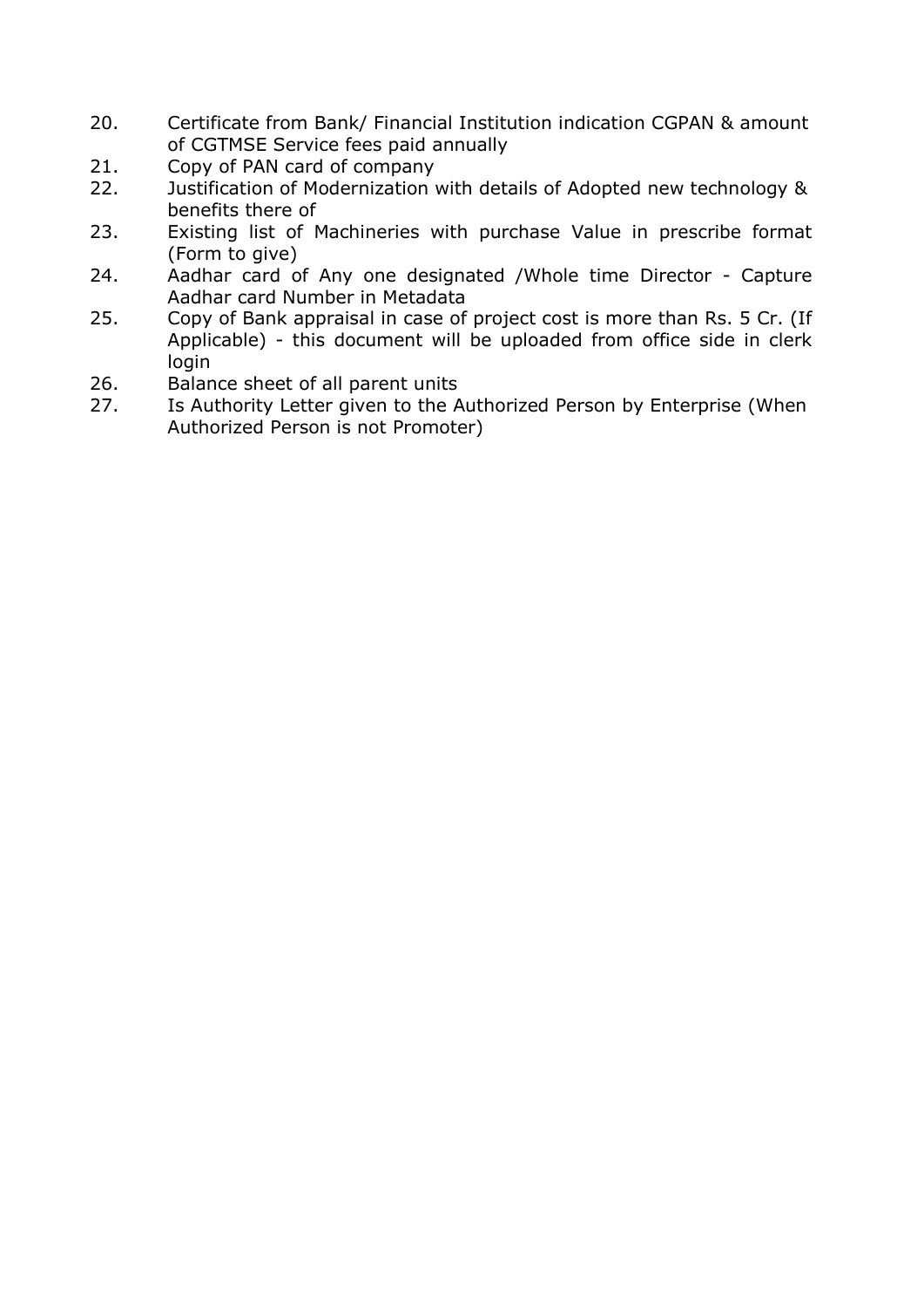20. Certificate from Bank/ Financial Institution indication CGPAN & amount of CGTMSE Service fees paid annually
21. Copy of PAN card of company
22. Justification of Modernization with details of Adopted new technology & benefits there of
23. Existing list of Machineries with purchase Value in prescribe format (Form to give)
24. Aadhar card of Any one designated /Whole time Director - Capture Aadhar card Number in Metadata
25. Copy of Bank appraisal in case of project cost is more than Rs. 5 Cr. (If Applicable) - this document will be uploaded from office side in clerk login
26. Balance sheet of all parent units
27. Is Authority Letter given to the Authorized Person by Enterprise (When Authorized Person is not Promoter)